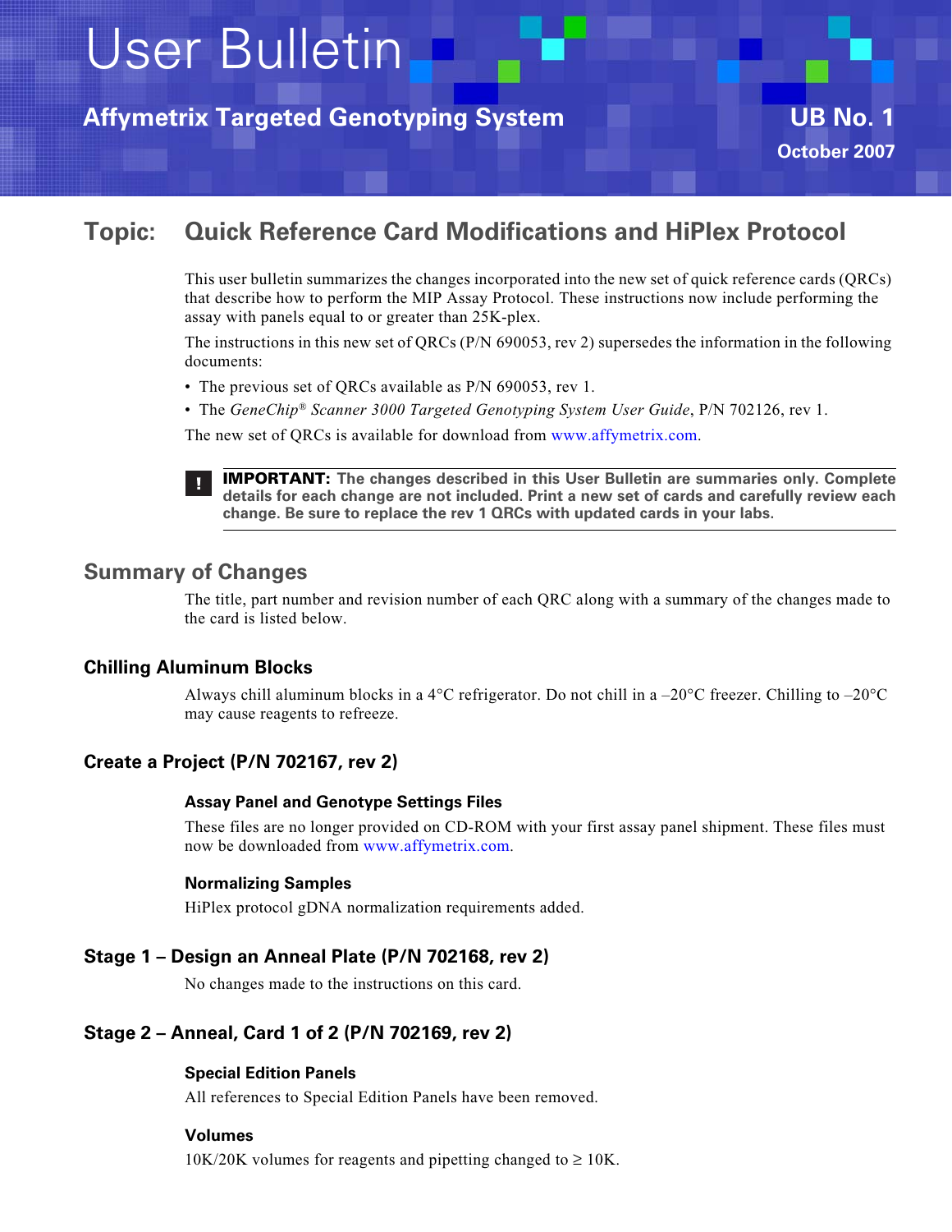# User Bulletin

## Affymetrix Targeted Genotyping System

**UB No. 1**

**October 2007**

## Topic: Quick Reference Card Modifications and HiPlex Protocol

This user bulletin summarizes the changes incorporated into the new set of quick reference cards (QRCs) that describe how to perform the MIP Assay Protocol. These instructions now include performing the assay with panels equal to or greater than 25K-plex.

The instructions in this new set of QRCs (P/N 690053, rev 2) supersedes the information in the following documents:

- The previous set of QRCs available as P/N 690053, rev 1.
- The *GeneChip® Scanner 3000 Targeted Genotyping System User Guide*, P/N 702126, rev 1.

The new set of QRCs is available for download from www.affymetrix.com.

> **IMPORTANT: The changes described in this User Bulletin are summaries only. Complete details for each change are not included. Print a new set of cards and carefully review each change. Be sure to replace the rev 1 QRCs with updated cards in your labs.**

## Summary of Changes

The title, part number and revision number of each QRC along with a summary of the changes made to the card is listed below.

### Chilling Aluminum Blocks

Always chill aluminum blocks in a 4°C refrigerator. Do not chill in a –20°C freezer. Chilling to –20°C may cause reagents to refreeze.

### Create a Project (P/N 702167, rev 2)

#### Assay Panel and Genotype Settings Files

These files are no longer provided on CD-ROM with your first assay panel shipment. These files must now be downloaded from www.affymetrix.com.

#### Normalizing Samples

HiPlex protocol gDNA normalization requirements added.

### Stage 1 – Design an Anneal Plate (P/N 702168, rev 2)

No changes made to the instructions on this card.

### Stage 2 – Anneal, Card 1 of 2 (P/N 702169, rev 2)

#### Special Edition Panels

All references to Special Edition Panels have been removed.

#### Volumes

10K/20K volumes for reagents and pipetting changed to ≥ 10K.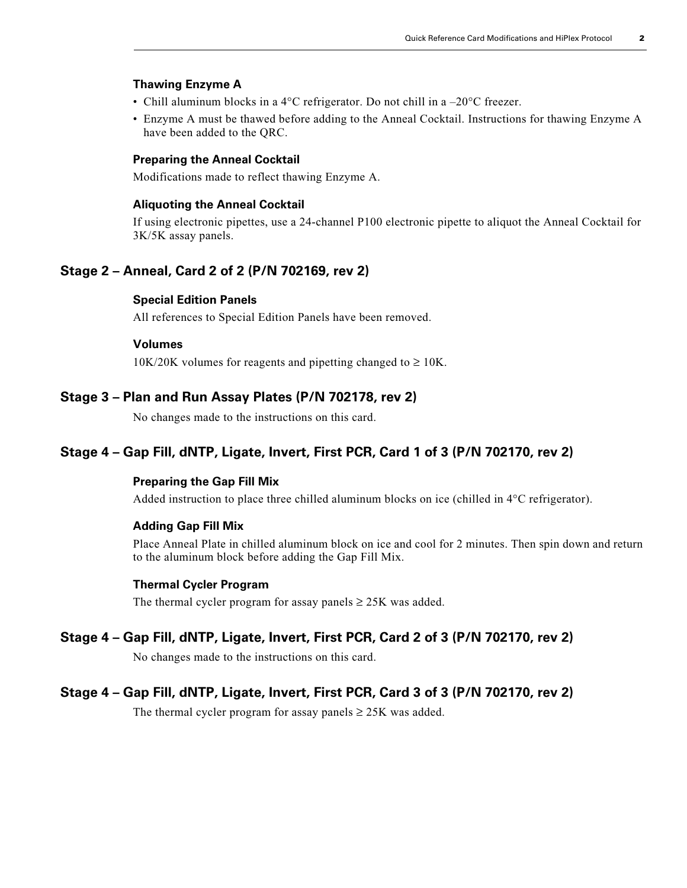### Thawing Enzyme A

- Chill aluminum blocks in a 4°C refrigerator. Do not chill in a –20°C freezer.
- Enzyme A must be thawed before adding to the Anneal Cocktail. Instructions for thawing Enzyme A have been added to the QRC.

### Preparing the Anneal Cocktail

Modifications made to reflect thawing Enzyme A.

### Aliquoting the Anneal Cocktail

If using electronic pipettes, use a 24-channel P100 electronic pipette to aliquot the Anneal Cocktail for 3K/5K assay panels.

## Stage 2 – Anneal, Card 2 of 2 (P/N 702169, rev 2)

### Special Edition Panels

All references to Special Edition Panels have been removed.

### Volumes

10K/20K volumes for reagents and pipetting changed to ≥ 10K.

## Stage 3 – Plan and Run Assay Plates (P/N 702178, rev 2)

No changes made to the instructions on this card.

## Stage 4 – Gap Fill, dNTP, Ligate, Invert, First PCR, Card 1 of 3 (P/N 702170, rev 2)

### Preparing the Gap Fill Mix

Added instruction to place three chilled aluminum blocks on ice (chilled in 4°C refrigerator).

### Adding Gap Fill Mix

Place Anneal Plate in chilled aluminum block on ice and cool for 2 minutes. Then spin down and return to the aluminum block before adding the Gap Fill Mix.

### Thermal Cycler Program

The thermal cycler program for assay panels ≥ 25K was added.

## Stage 4 – Gap Fill, dNTP, Ligate, Invert, First PCR, Card 2 of 3 (P/N 702170, rev 2)

No changes made to the instructions on this card.

## Stage 4 – Gap Fill, dNTP, Ligate, Invert, First PCR, Card 3 of 3 (P/N 702170, rev 2)

The thermal cycler program for assay panels ≥ 25K was added.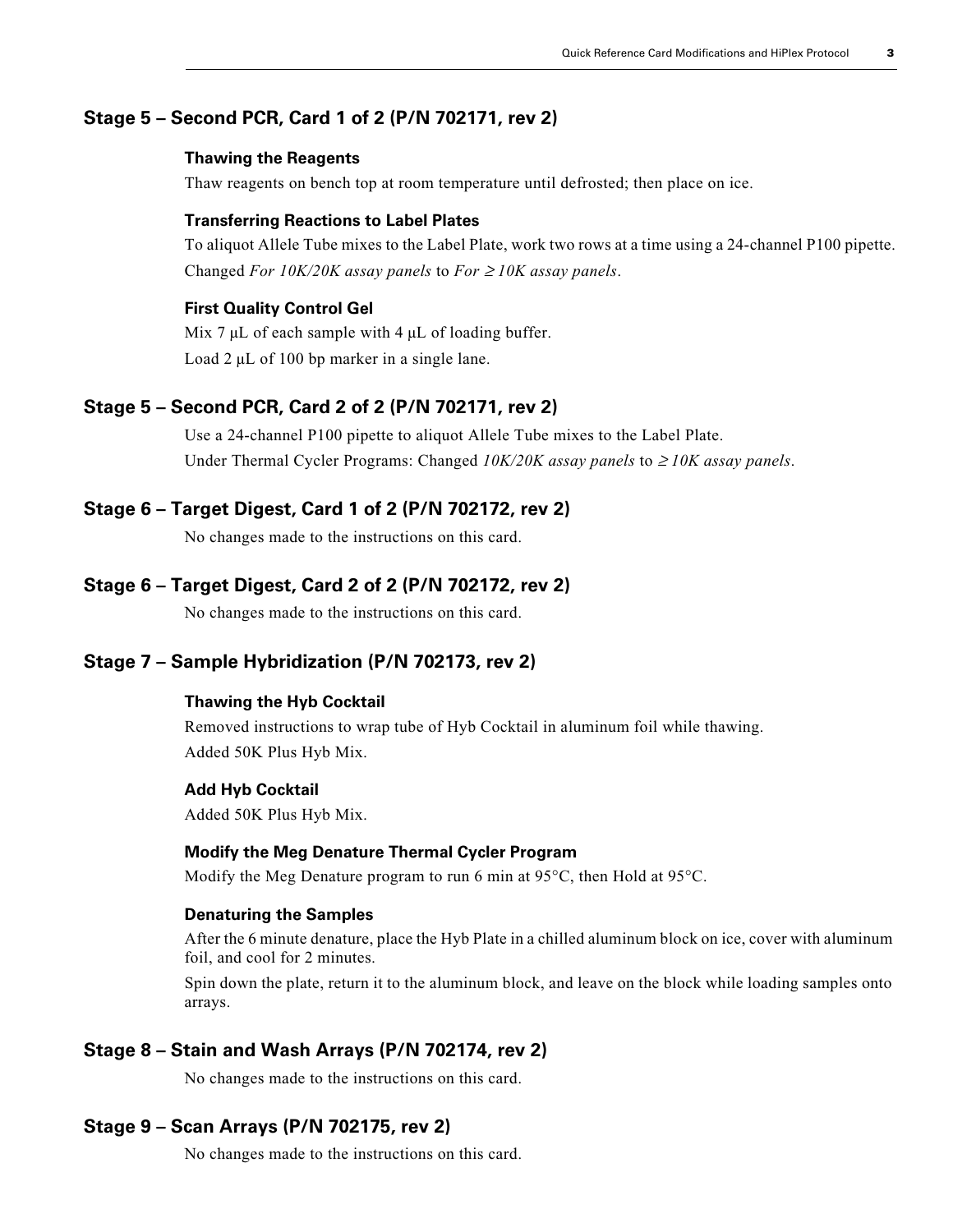## Stage 5 – Second PCR, Card 1 of 2 (P/N 702171, rev 2)

### Thawing the Reagents

Thaw reagents on bench top at room temperature until defrosted; then place on ice.

### Transferring Reactions to Label Plates

To aliquot Allele Tube mixes to the Label Plate, work two rows at a time using a 24-channel P100 pipette.

Changed *For 10K/20K assay panels* to *For ≥ 10K assay panels*.

### First Quality Control Gel

Mix 7 µL of each sample with 4 µL of loading buffer.

Load 2 µL of 100 bp marker in a single lane.

## Stage 5 – Second PCR, Card 2 of 2 (P/N 702171, rev 2)

Use a 24-channel P100 pipette to aliquot Allele Tube mixes to the Label Plate.

Under Thermal Cycler Programs: Changed *10K/20K assay panels* to *≥ 10K assay panels*.

## Stage 6 – Target Digest, Card 1 of 2 (P/N 702172, rev 2)

No changes made to the instructions on this card.

## Stage 6 – Target Digest, Card 2 of 2 (P/N 702172, rev 2)

No changes made to the instructions on this card.

## Stage 7 – Sample Hybridization (P/N 702173, rev 2)

### Thawing the Hyb Cocktail

Removed instructions to wrap tube of Hyb Cocktail in aluminum foil while thawing.

Added 50K Plus Hyb Mix.

### Add Hyb Cocktail

Added 50K Plus Hyb Mix.

### Modify the Meg Denature Thermal Cycler Program

Modify the Meg Denature program to run 6 min at 95°C, then Hold at 95°C.

### Denaturing the Samples

After the 6 minute denature, place the Hyb Plate in a chilled aluminum block on ice, cover with aluminum foil, and cool for 2 minutes.

Spin down the plate, return it to the aluminum block, and leave on the block while loading samples onto arrays.

## Stage 8 – Stain and Wash Arrays (P/N 702174, rev 2)

No changes made to the instructions on this card.

## Stage 9 – Scan Arrays (P/N 702175, rev 2)

No changes made to the instructions on this card.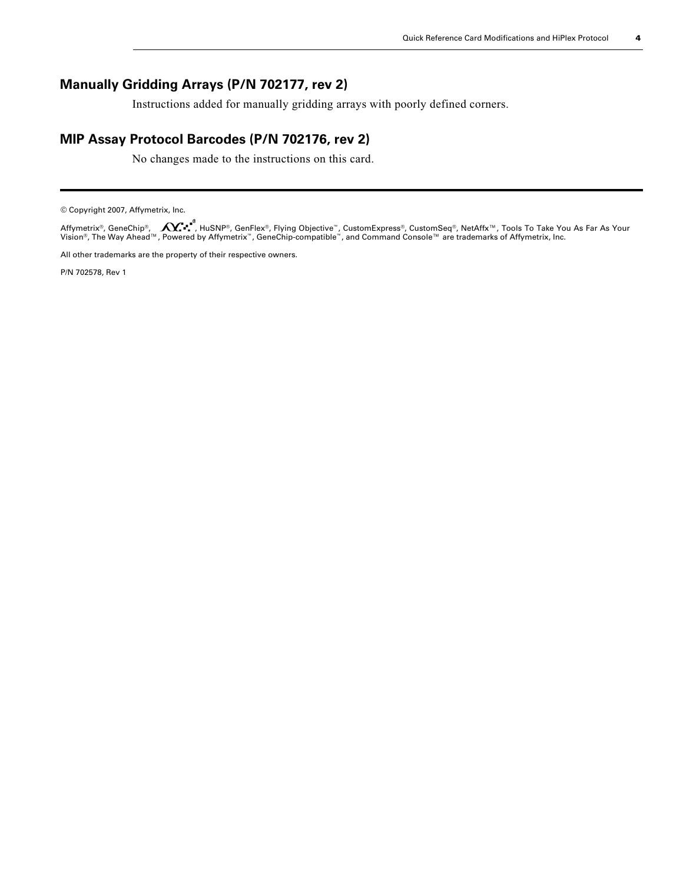## Manually Gridding Arrays (P/N 702177, rev 2)

Instructions added for manually gridding arrays with poorly defined corners.

## MIP Assay Protocol Barcodes (P/N 702176, rev 2)

No changes made to the instructions on this card.

---

© Copyright 2007, Affymetrix, Inc.

Affymetrix®, GeneChip®, ®, HuSNP®, GenFlex®, Flying Objective™, CustomExpress®, CustomSeq®, NetAffx™, Tools To Take You As Far As Your Vision®, The Way Ahead™, Powered by Affymetrix™, GeneChip-compatible™, and Command Console™ are trademarks of Affymetrix, Inc.

All other trademarks are the property of their respective owners.

P/N 702578, Rev 1